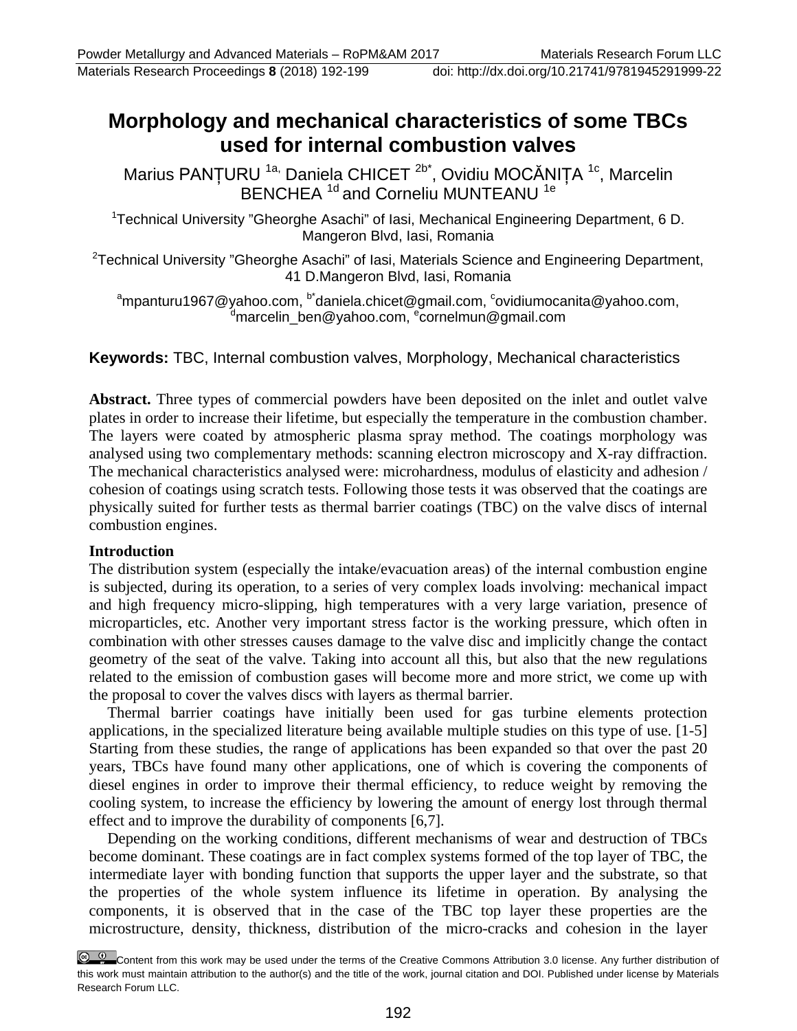# Morphology and mechanical characteristics of some TBCs used for internal combustion valves

Marius PANȚURU [1a], Daniela CHICET [2b*], Ovidiu MOCĂNIȚA [1c], Marcelin BENCHEA [1d] and Corneliu MUNTEANU [1e]

[1]Technical University "Gheorghe Asachi" of Iasi, Mechanical Engineering Department, 6 D. Mangeron Blvd, Iasi, Romania

[2]Technical University "Gheorghe Asachi" of Iasi, Materials Science and Engineering Department, 41 D.Mangeron Blvd, Iasi, Romania

[a]mpanturu1967@yahoo.com, [b*]daniela.chicet@gmail.com, [c]ovidiumocanita@yahoo.com, [d]marcelin_ben@yahoo.com, [e]cornelmun@gmail.com

**Keywords:** TBC, Internal combustion valves, Morphology, Mechanical characteristics

**Abstract.** Three types of commercial powders have been deposited on the inlet and outlet valve plates in order to increase their lifetime, but especially the temperature in the combustion chamber. The layers were coated by atmospheric plasma spray method. The coatings morphology was analysed using two complementary methods: scanning electron microscopy and X-ray diffraction. The mechanical characteristics analysed were: microhardness, modulus of elasticity and adhesion / cohesion of coatings using scratch tests. Following those tests it was observed that the coatings are physically suited for further tests as thermal barrier coatings (TBC) on the valve discs of internal combustion engines.

## Introduction

The distribution system (especially the intake/evacuation areas) of the internal combustion engine is subjected, during its operation, to a series of very complex loads involving: mechanical impact and high frequency micro-slipping, high temperatures with a very large variation, presence of microparticles, etc. Another very important stress factor is the working pressure, which often in combination with other stresses causes damage to the valve disc and implicitly change the contact geometry of the seat of the valve. Taking into account all this, but also that the new regulations related to the emission of combustion gases will become more and more strict, we come up with the proposal to cover the valves discs with layers as thermal barrier.

Thermal barrier coatings have initially been used for gas turbine elements protection applications, in the specialized literature being available multiple studies on this type of use. [1-5] Starting from these studies, the range of applications has been expanded so that over the past 20 years, TBCs have found many other applications, one of which is covering the components of diesel engines in order to improve their thermal efficiency, to reduce weight by removing the cooling system, to increase the efficiency by lowering the amount of energy lost through thermal effect and to improve the durability of components [6,7].

Depending on the working conditions, different mechanisms of wear and destruction of TBCs become dominant. These coatings are in fact complex systems formed of the top layer of TBC, the intermediate layer with bonding function that supports the upper layer and the substrate, so that the properties of the whole system influence its lifetime in operation. By analysing the components, it is observed that in the case of the TBC top layer these properties are the microstructure, density, thickness, distribution of the micro-cracks and cohesion in the layer

Content from this work may be used under the terms of the Creative Commons Attribution 3.0 license. Any further distribution of this work must maintain attribution to the author(s) and the title of the work, journal citation and DOI. Published under license by Materials Research Forum LLC.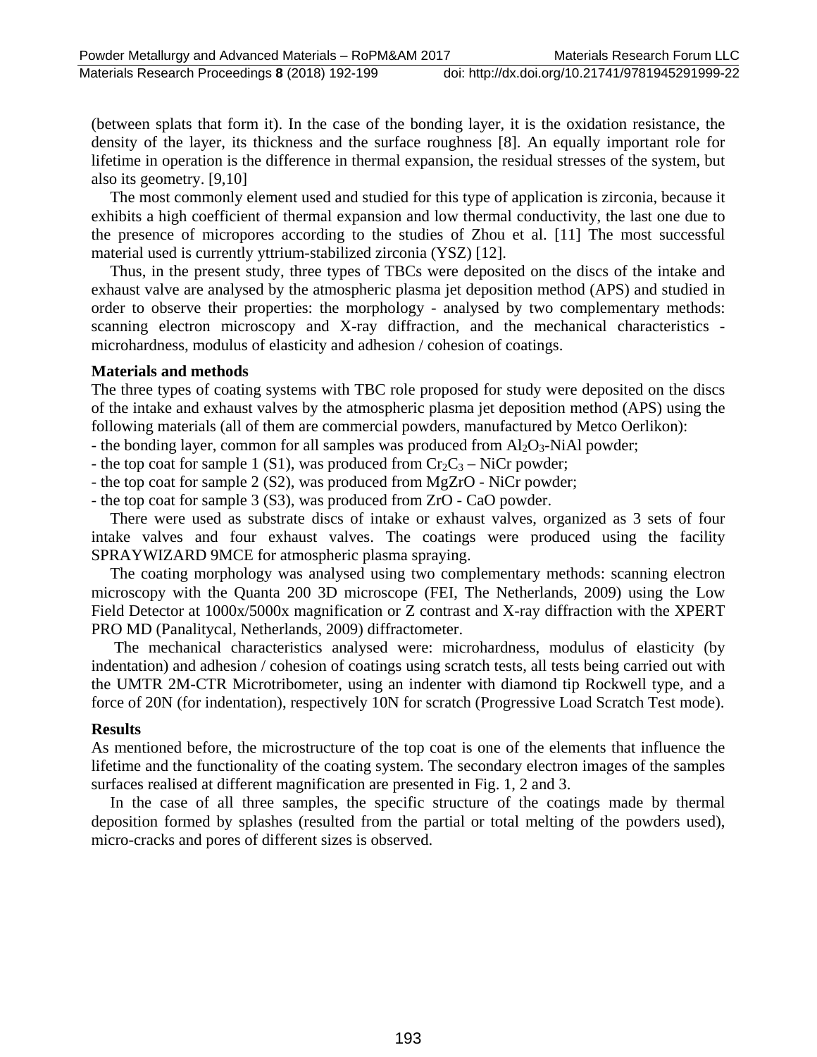(between splats that form it). In the case of the bonding layer, it is the oxidation resistance, the density of the layer, its thickness and the surface roughness [8]. An equally important role for lifetime in operation is the difference in thermal expansion, the residual stresses of the system, but also its geometry. [9,10]

The most commonly element used and studied for this type of application is zirconia, because it exhibits a high coefficient of thermal expansion and low thermal conductivity, the last one due to the presence of micropores according to the studies of Zhou et al. [11] The most successful material used is currently yttrium-stabilized zirconia (YSZ) [12].

Thus, in the present study, three types of TBCs were deposited on the discs of the intake and exhaust valve are analysed by the atmospheric plasma jet deposition method (APS) and studied in order to observe their properties: the morphology - analysed by two complementary methods: scanning electron microscopy and X-ray diffraction, and the mechanical characteristics - microhardness, modulus of elasticity and adhesion / cohesion of coatings.

## Materials and methods

The three types of coating systems with TBC role proposed for study were deposited on the discs of the intake and exhaust valves by the atmospheric plasma jet deposition method (APS) using the following materials (all of them are commercial powders, manufactured by Metco Oerlikon):

- the bonding layer, common for all samples was produced from $Al_2O_3$-NiAl powder;
- the top coat for sample 1 (S1), was produced from $Cr_2C_3$ – NiCr powder;
- the top coat for sample 2 (S2), was produced from MgZrO - NiCr powder;
- the top coat for sample 3 (S3), was produced from ZrO - CaO powder.

There were used as substrate discs of intake or exhaust valves, organized as 3 sets of four intake valves and four exhaust valves. The coatings were produced using the facility SPRAYWIZARD 9MCE for atmospheric plasma spraying.

The coating morphology was analysed using two complementary methods: scanning electron microscopy with the Quanta 200 3D microscope (FEI, The Netherlands, 2009) using the Low Field Detector at 1000x/5000x magnification or Z contrast and X-ray diffraction with the XPERT PRO MD (Panalitycal, Netherlands, 2009) diffractometer.

The mechanical characteristics analysed were: microhardness, modulus of elasticity (by indentation) and adhesion / cohesion of coatings using scratch tests, all tests being carried out with the UMTR 2M-CTR Microtribometer, using an indenter with diamond tip Rockwell type, and a force of 20N (for indentation), respectively 10N for scratch (Progressive Load Scratch Test mode).

## Results

As mentioned before, the microstructure of the top coat is one of the elements that influence the lifetime and the functionality of the coating system. The secondary electron images of the samples surfaces realised at different magnification are presented in Fig. 1, 2 and 3.

In the case of all three samples, the specific structure of the coatings made by thermal deposition formed by splashes (resulted from the partial or total melting of the powders used), micro-cracks and pores of different sizes is observed.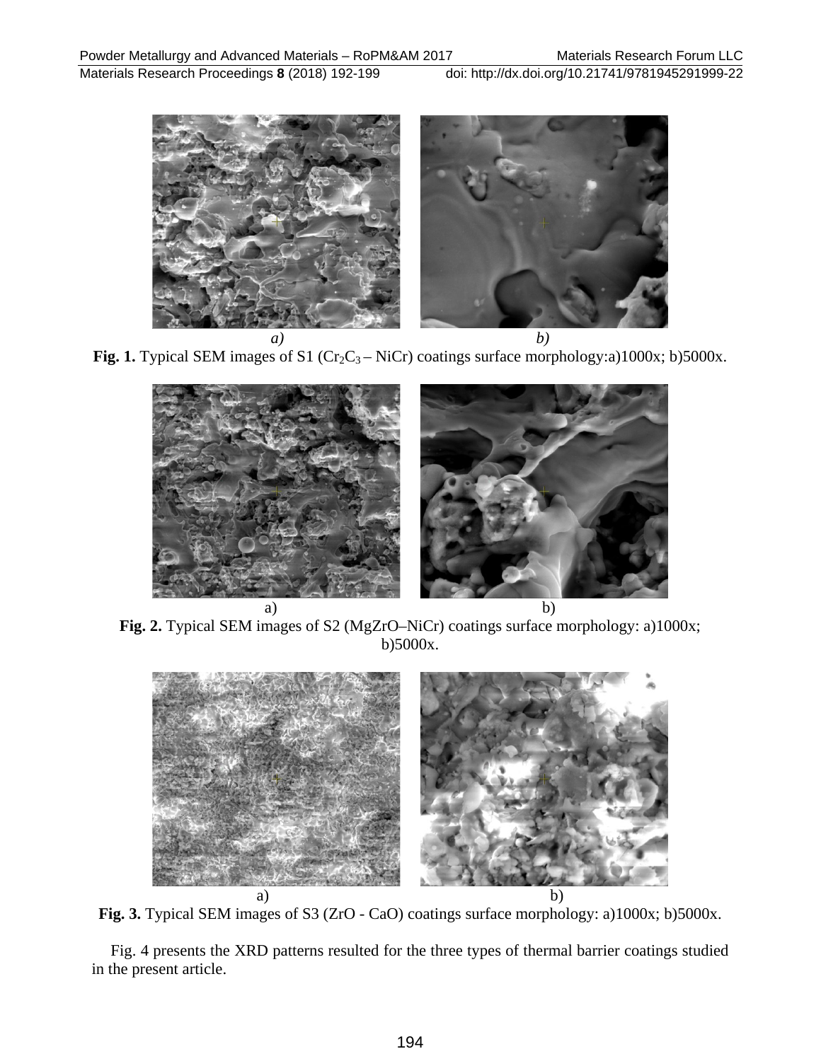*a)* *b)*

**Fig. 1.** Typical SEM images of S1 ($Cr_2C_3$ – NiCr) coatings surface morphology:a)1000x; b)5000x.

a) b)

**Fig. 2.** Typical SEM images of S2 (MgZrO–NiCr) coatings surface morphology: a)1000x; b)5000x.

a) b)

**Fig. 3.** Typical SEM images of S3 (ZrO - CaO) coatings surface morphology: a)1000x; b)5000x.

Fig. 4 presents the XRD patterns resulted for the three types of thermal barrier coatings studied in the present article.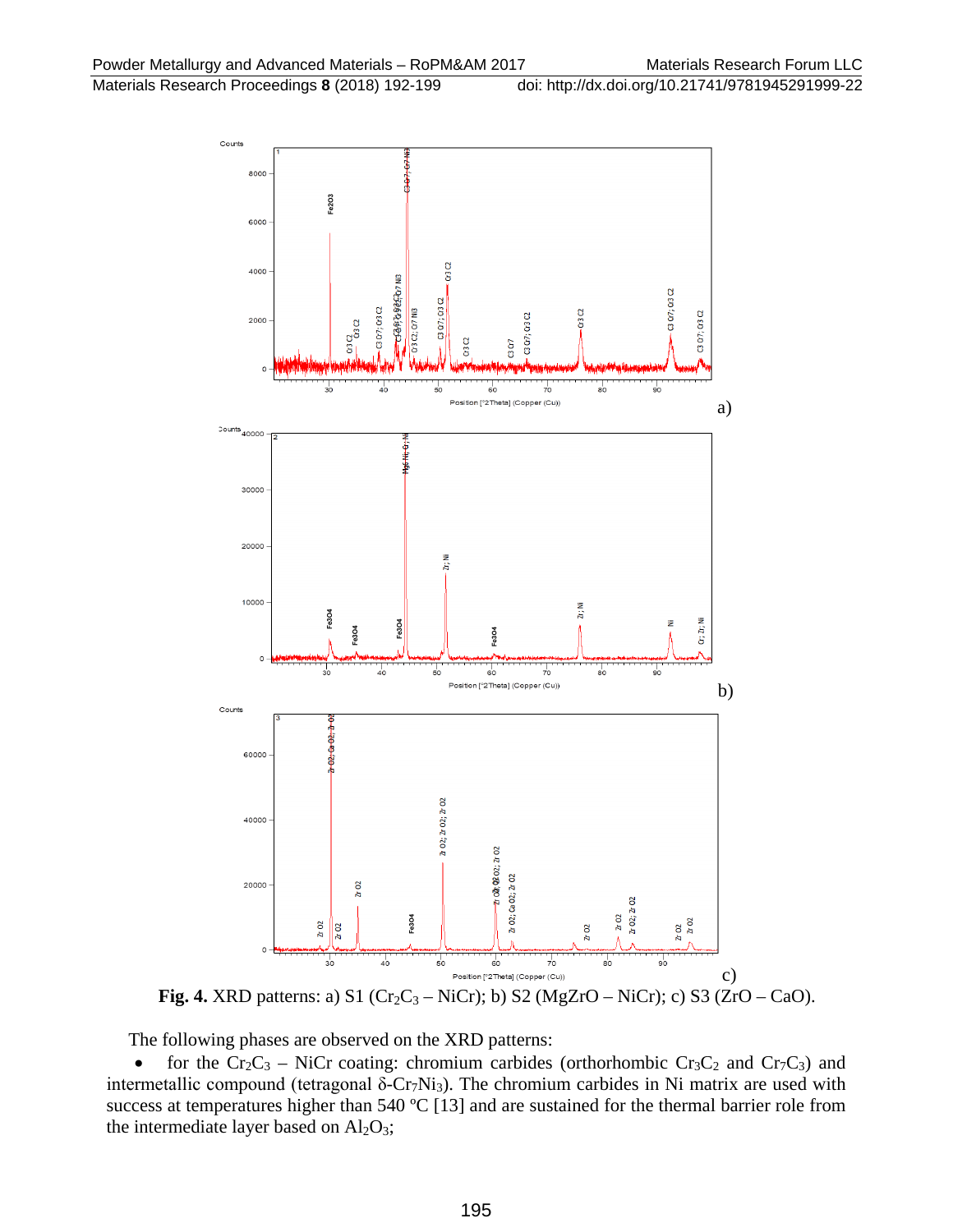**Fig. 4.** XRD patterns: a) S1 ($Cr_2C_3$ – NiCr); b) S2 (MgZrO – NiCr); c) S3 (ZrO – CaO).

The following phases are observed on the XRD patterns:

- for the $Cr_2C_3$ – NiCr coating: chromium carbides (orthorhombic $Cr_3C_2$ and $Cr_7C_3$) and intermetallic compound (tetragonal δ-$Cr_7Ni_3$). The chromium carbides in Ni matrix are used with success at temperatures higher than 540 ºC [13] and are sustained for the thermal barrier role from the intermediate layer based on $Al_2O_3$;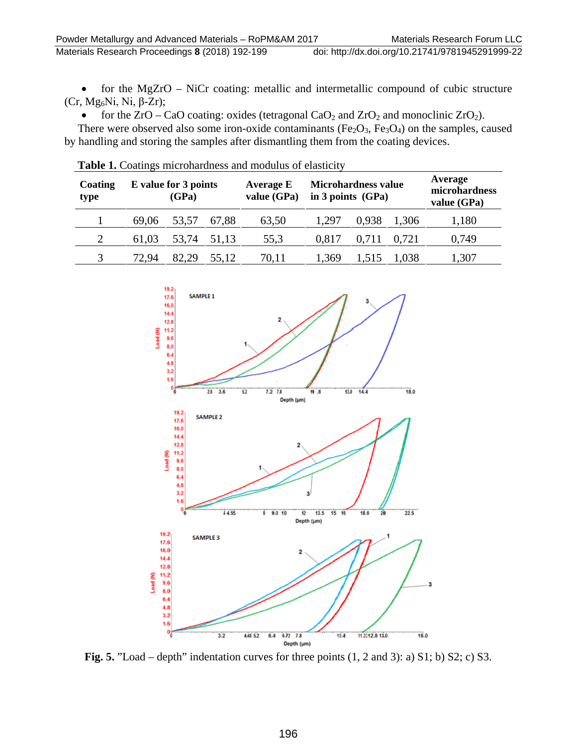- for the MgZrO – NiCr coating: metallic and intermetallic compound of cubic structure (Cr, $Mg_6Ni$, Ni, β-Zr);
- for the ZrO – CaO coating: oxides (tetragonal $CaO_2$ and $ZrO_2$ and monoclinic $ZrO_2$).

There were observed also some iron-oxide contaminants ($Fe_2O_3$, $Fe_3O_4$) on the samples, caused by handling and storing the samples after dismantling them from the coating devices.

**Table 1.** Coatings microhardness and modulus of elasticity

| Coating type | E value for 3 points (GPa) | | | Average E value (GPa) | Microhardness value in 3 points (GPa) | | | Average microhardness value (GPa) |
|---|---|---|---|---|---|---|---|---|
| 1 | 69,06 | 53,57 | 67,88 | 63,50 | 1,297 | 0,938 | 1,306 | 1,180 |
| 2 | 61,03 | 53,74 | 51,13 | 55,3 | 0,817 | 0,711 | 0,721 | 0,749 |
| 3 | 72,94 | 82,29 | 55,12 | 70,11 | 1,369 | 1,515 | 1,038 | 1,307 |

**Fig. 5.** ”Load – depth” indentation curves for three points (1, 2 and 3): a) S1; b) S2; c) S3.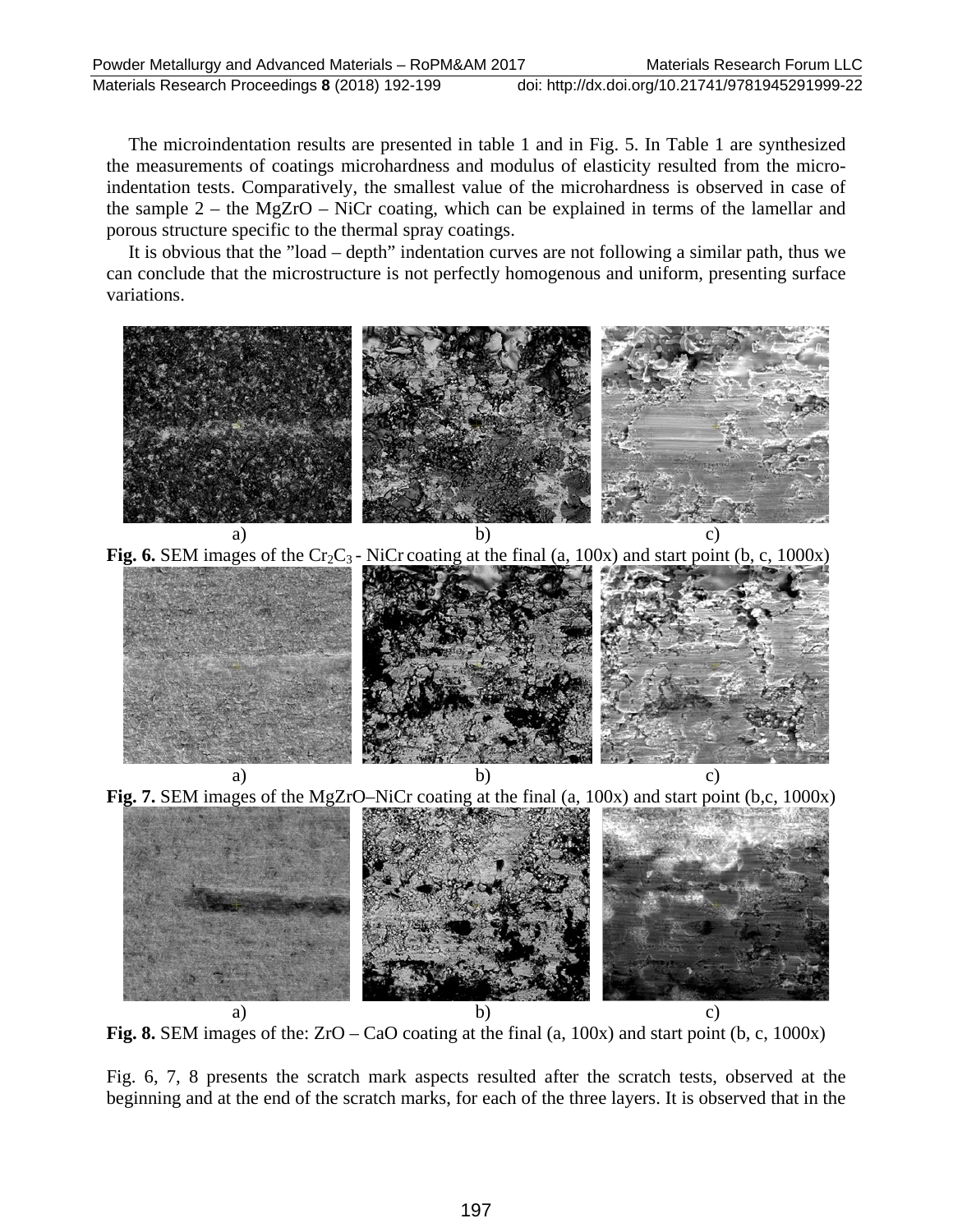The microindentation results are presented in table 1 and in Fig. 5. In Table 1 are synthesized the measurements of coatings microhardness and modulus of elasticity resulted from the micro-indentation tests. Comparatively, the smallest value of the microhardness is observed in case of the sample 2 – the MgZrO – NiCr coating, which can be explained in terms of the lamellar and porous structure specific to the thermal spray coatings.

It is obvious that the "load – depth" indentation curves are not following a similar path, thus we can conclude that the microstructure is not perfectly homogenous and uniform, presenting surface variations.

a) b) c)

**Fig. 6.** SEM images of the $Cr_2C_3$ - NiCr coating at the final (a, 100x) and start point (b, c, 1000x)

a) b) c)

**Fig. 7.** SEM images of the MgZrO–NiCr coating at the final (a, 100x) and start point (b,c, 1000x)

a) b) c)

**Fig. 8.** SEM images of the: ZrO – CaO coating at the final (a, 100x) and start point (b, c, 1000x)

Fig. 6, 7, 8 presents the scratch mark aspects resulted after the scratch tests, observed at the beginning and at the end of the scratch marks, for each of the three layers. It is observed that in the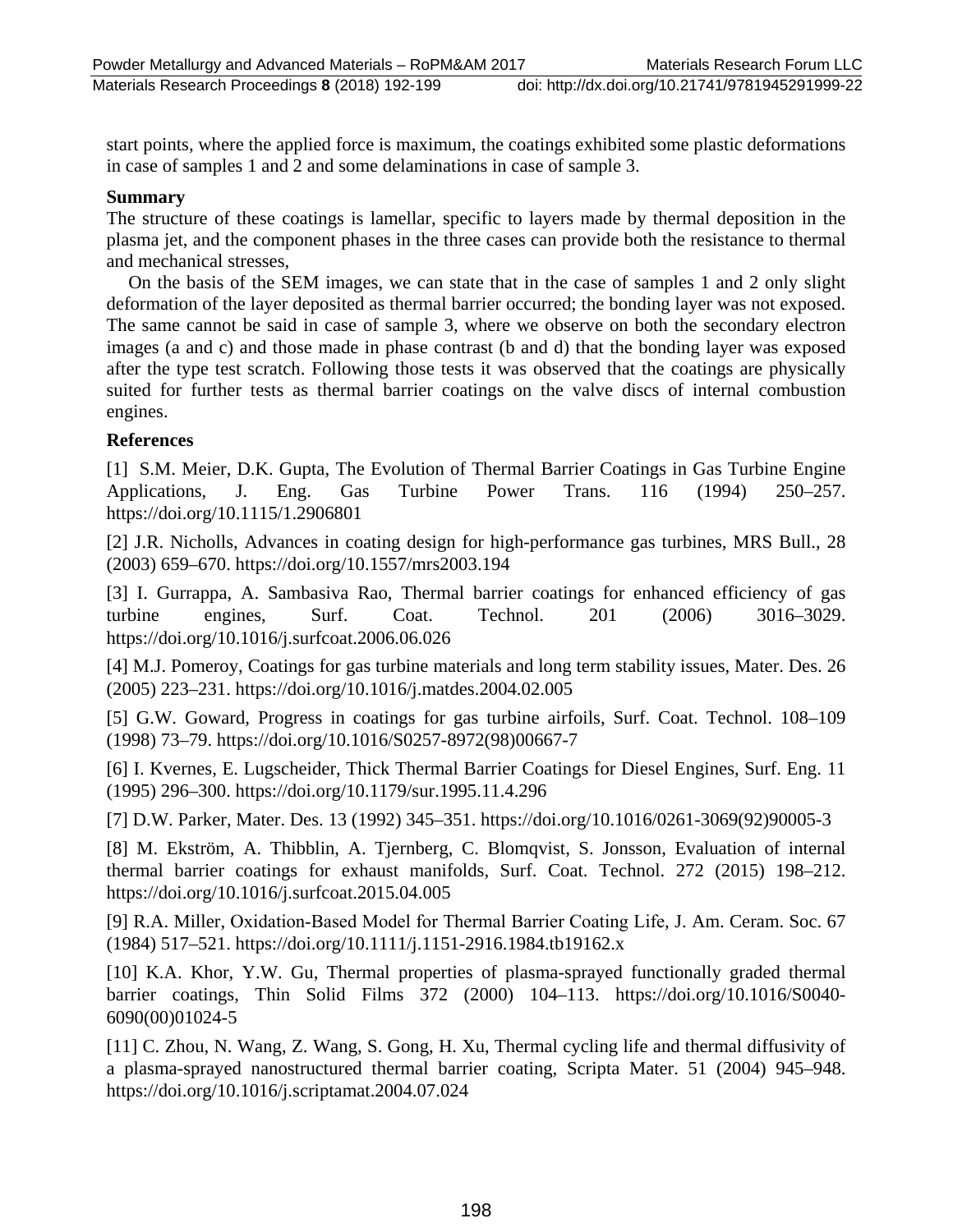start points, where the applied force is maximum, the coatings exhibited some plastic deformations in case of samples 1 and 2 and some delaminations in case of sample 3.

## Summary

The structure of these coatings is lamellar, specific to layers made by thermal deposition in the plasma jet, and the component phases in the three cases can provide both the resistance to thermal and mechanical stresses,

On the basis of the SEM images, we can state that in the case of samples 1 and 2 only slight deformation of the layer deposited as thermal barrier occurred; the bonding layer was not exposed. The same cannot be said in case of sample 3, where we observe on both the secondary electron images (a and c) and those made in phase contrast (b and d) that the bonding layer was exposed after the type test scratch. Following those tests it was observed that the coatings are physically suited for further tests as thermal barrier coatings on the valve discs of internal combustion engines.

## References

[1] S.M. Meier, D.K. Gupta, The Evolution of Thermal Barrier Coatings in Gas Turbine Engine Applications, J. Eng. Gas Turbine Power Trans. 116 (1994) 250–257. https://doi.org/10.1115/1.2906801

[2] J.R. Nicholls, Advances in coating design for high-performance gas turbines, MRS Bull., 28 (2003) 659–670. https://doi.org/10.1557/mrs2003.194

[3] I. Gurrappa, A. Sambasiva Rao, Thermal barrier coatings for enhanced efficiency of gas turbine engines, Surf. Coat. Technol. 201 (2006) 3016–3029. https://doi.org/10.1016/j.surfcoat.2006.06.026

[4] M.J. Pomeroy, Coatings for gas turbine materials and long term stability issues, Mater. Des. 26 (2005) 223–231. https://doi.org/10.1016/j.matdes.2004.02.005

[5] G.W. Goward, Progress in coatings for gas turbine airfoils, Surf. Coat. Technol. 108–109 (1998) 73–79. https://doi.org/10.1016/S0257-8972(98)00667-7

[6] I. Kvernes, E. Lugscheider, Thick Thermal Barrier Coatings for Diesel Engines, Surf. Eng. 11 (1995) 296–300. https://doi.org/10.1179/sur.1995.11.4.296

[7] D.W. Parker, Mater. Des. 13 (1992) 345–351. https://doi.org/10.1016/0261-3069(92)90005-3

[8] M. Ekström, A. Thibblin, A. Tjernberg, C. Blomqvist, S. Jonsson, Evaluation of internal thermal barrier coatings for exhaust manifolds, Surf. Coat. Technol. 272 (2015) 198–212. https://doi.org/10.1016/j.surfcoat.2015.04.005

[9] R.A. Miller, Oxidation-Based Model for Thermal Barrier Coating Life, J. Am. Ceram. Soc. 67 (1984) 517–521. https://doi.org/10.1111/j.1151-2916.1984.tb19162.x

[10] K.A. Khor, Y.W. Gu, Thermal properties of plasma-sprayed functionally graded thermal barrier coatings, Thin Solid Films 372 (2000) 104–113. https://doi.org/10.1016/S0040-6090(00)01024-5

[11] C. Zhou, N. Wang, Z. Wang, S. Gong, H. Xu, Thermal cycling life and thermal diffusivity of a plasma-sprayed nanostructured thermal barrier coating, Scripta Mater. 51 (2004) 945–948. https://doi.org/10.1016/j.scriptamat.2004.07.024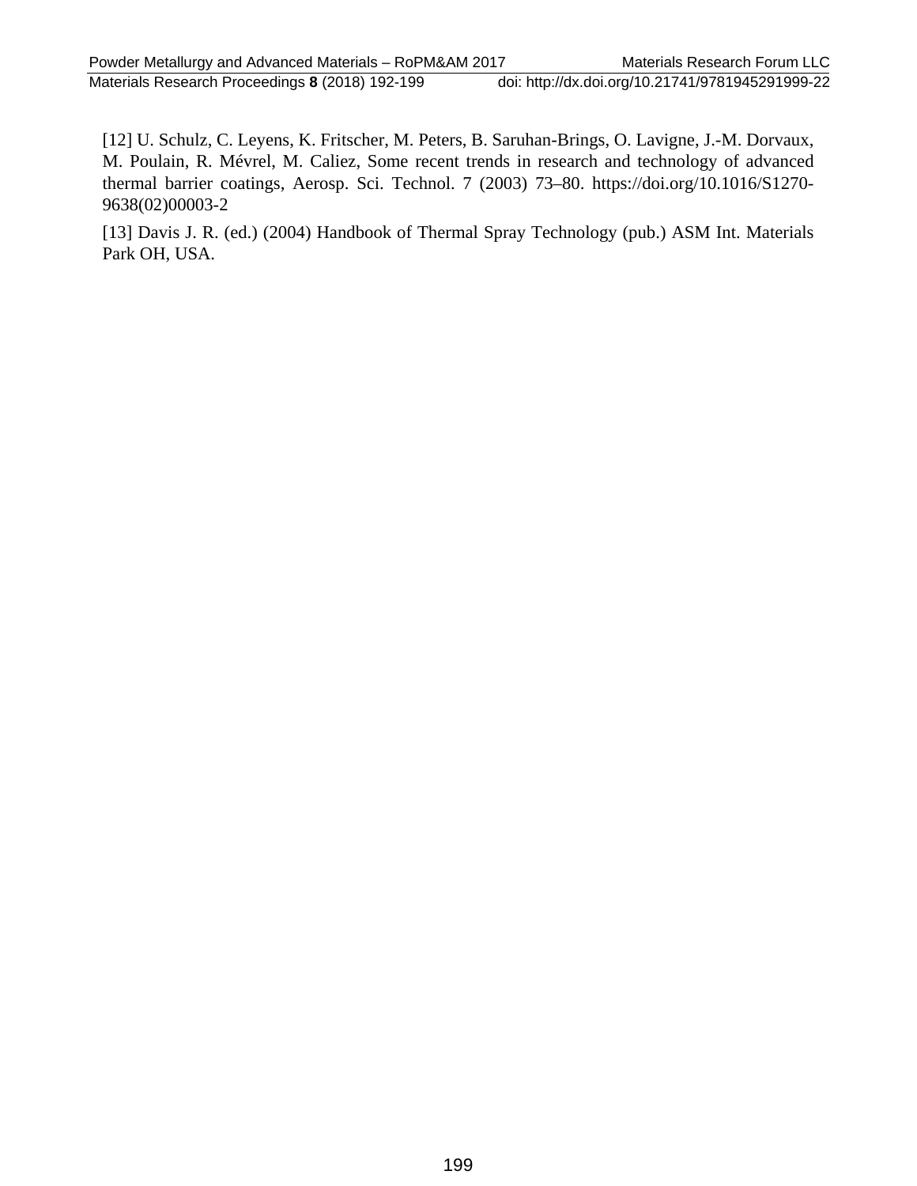[12] U. Schulz, C. Leyens, K. Fritscher, M. Peters, B. Saruhan-Brings, O. Lavigne, J.-M. Dorvaux, M. Poulain, R. Mévrel, M. Caliez, Some recent trends in research and technology of advanced thermal barrier coatings, Aerosp. Sci. Technol. 7 (2003) 73–80. https://doi.org/10.1016/S1270-9638(02)00003-2

[13] Davis J. R. (ed.) (2004) Handbook of Thermal Spray Technology (pub.) ASM Int. Materials Park OH, USA.